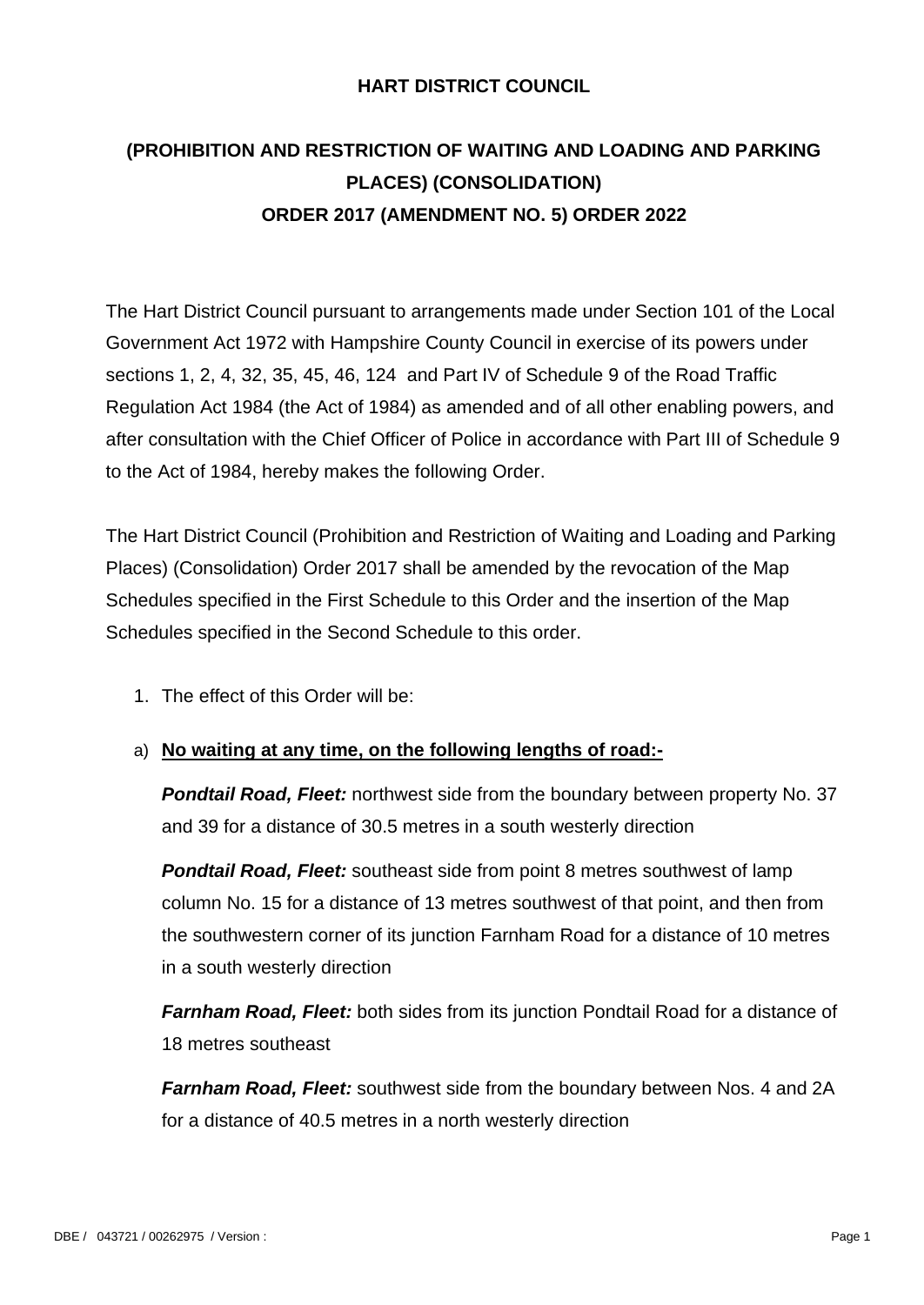# HART DISTRICT COUNCIL

## (PROHIBITION AND RESTRICTION OF WAITING AND LOADING AND PARKING PLACES) (CONSOLIDATION) ORDER 2017 (AMENDMENT NO. 5) ORDER 2022

The Hart District Council pursuant to arrangements made under Section 101 of the Local Government Act 1972 with Hampshire County Council in exercise of its powers under sections 1, 2, 4, 32, 35, 45, 46, 124 and Part IV of Schedule 9 of the Road Traffic Regulation Act 1984 (the Act of 1984) as amended and of all other enabling powers, and after consultation with the Chief Officer of Police in accordance with Part III of Schedule 9 to the Act of 1984, hereby makes the following Order.

The Hart District Council (Prohibition and Restriction of Waiting and Loading and Parking Places) (Consolidation) Order 2017 shall be amended by the revocation of the Map Schedules specified in the First Schedule to this Order and the insertion of the Map Schedules specified in the Second Schedule to this order.

1. The effect of this Order will be:

a) **No waiting at any time, on the following lengths of road:-**

***Pondtail Road, Fleet:*** northwest side from the boundary between property No. 37 and 39 for a distance of 30.5 metres in a south westerly direction

***Pondtail Road, Fleet:*** southeast side from point 8 metres southwest of lamp column No. 15 for a distance of 13 metres southwest of that point, and then from the southwestern corner of its junction Farnham Road for a distance of 10 metres in a south westerly direction

***Farnham Road, Fleet:*** both sides from its junction Pondtail Road for a distance of 18 metres southeast

***Farnham Road, Fleet:*** southwest side from the boundary between Nos. 4 and 2A for a distance of 40.5 metres in a north westerly direction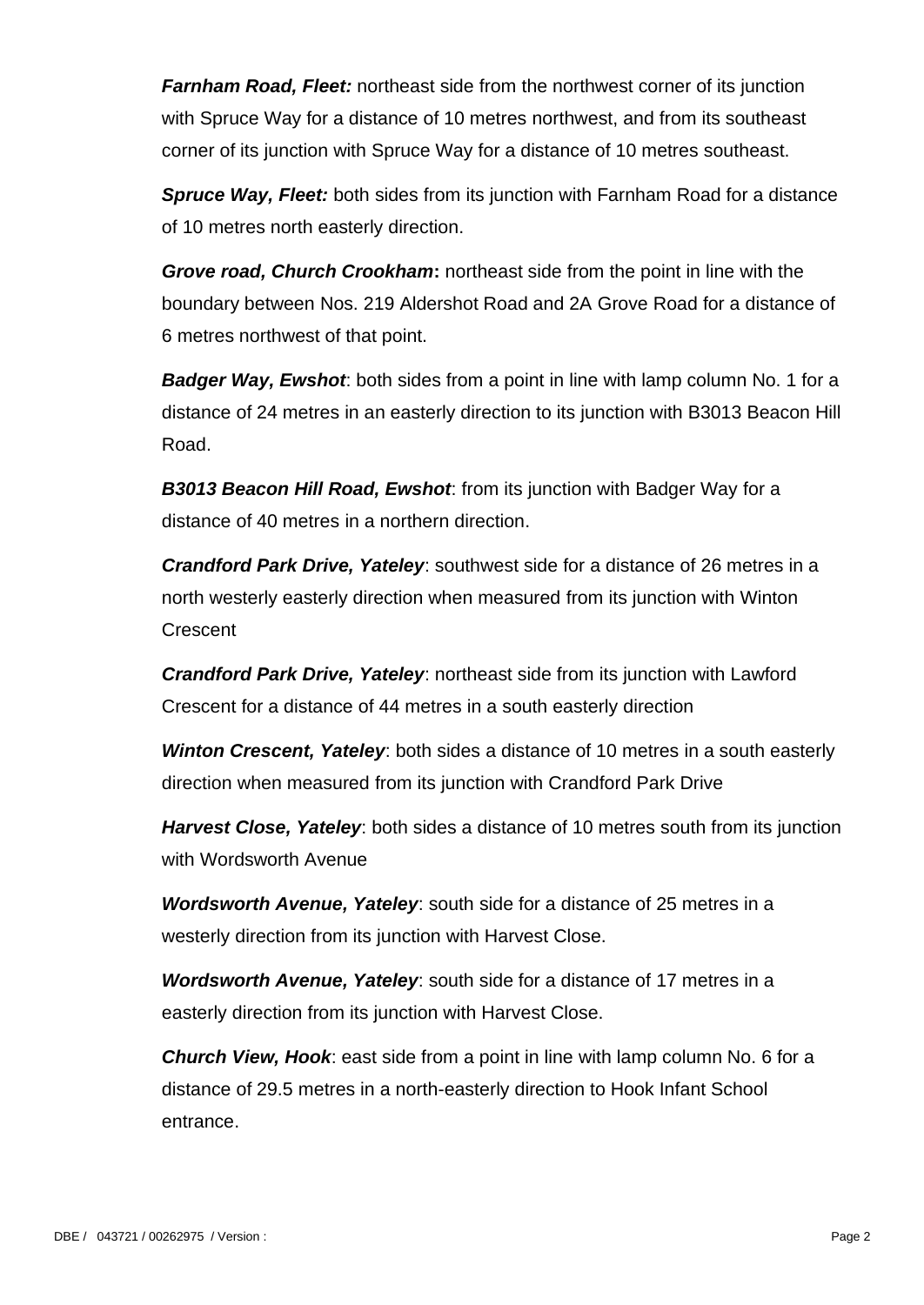***Farnham Road, Fleet:*** northeast side from the northwest corner of its junction with Spruce Way for a distance of 10 metres northwest, and from its southeast corner of its junction with Spruce Way for a distance of 10 metres southeast.

***Spruce Way, Fleet:*** both sides from its junction with Farnham Road for a distance of 10 metres north easterly direction.

***Grove road, Church Crookham*:** northeast side from the point in line with the boundary between Nos. 219 Aldershot Road and 2A Grove Road for a distance of 6 metres northwest of that point.

***Badger Way, Ewshot***: both sides from a point in line with lamp column No. 1 for a distance of 24 metres in an easterly direction to its junction with B3013 Beacon Hill Road.

***B3013 Beacon Hill Road, Ewshot***: from its junction with Badger Way for a distance of 40 metres in a northern direction.

***Crandford Park Drive, Yateley***: southwest side for a distance of 26 metres in a north westerly easterly direction when measured from its junction with Winton Crescent

***Crandford Park Drive, Yateley***: northeast side from its junction with Lawford Crescent for a distance of 44 metres in a south easterly direction

***Winton Crescent, Yateley***: both sides a distance of 10 metres in a south easterly direction when measured from its junction with Crandford Park Drive

***Harvest Close, Yateley***: both sides a distance of 10 metres south from its junction with Wordsworth Avenue

***Wordsworth Avenue, Yateley***: south side for a distance of 25 metres in a westerly direction from its junction with Harvest Close.

***Wordsworth Avenue, Yateley***: south side for a distance of 17 metres in a easterly direction from its junction with Harvest Close.

***Church View, Hook***: east side from a point in line with lamp column No. 6 for a distance of 29.5 metres in a north-easterly direction to Hook Infant School entrance.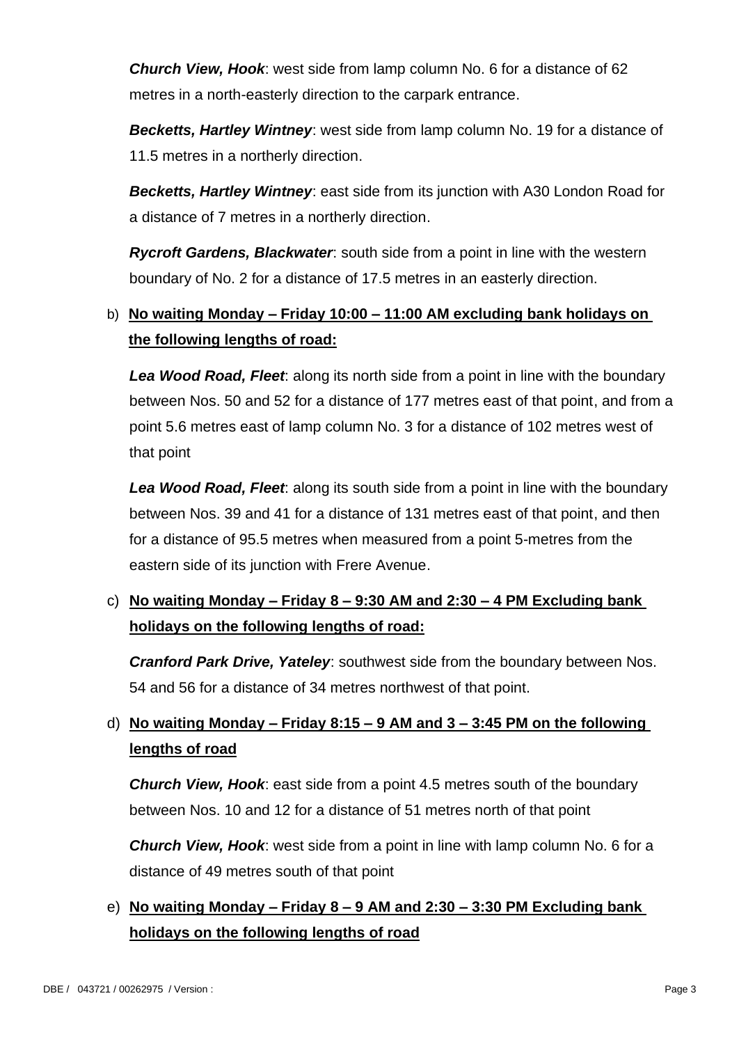***Church View, Hook***: west side from lamp column No. 6 for a distance of 62 metres in a north-easterly direction to the carpark entrance.

***Becketts, Hartley Wintney***: west side from lamp column No. 19 for a distance of 11.5 metres in a northerly direction.

***Becketts, Hartley Wintney***: east side from its junction with A30 London Road for a distance of 7 metres in a northerly direction.

***Rycroft Gardens, Blackwater***: south side from a point in line with the western boundary of No. 2 for a distance of 17.5 metres in an easterly direction.

b) **No waiting Monday – Friday 10:00 – 11:00 AM excluding bank holidays on the following lengths of road:**

***Lea Wood Road, Fleet***: along its north side from a point in line with the boundary between Nos. 50 and 52 for a distance of 177 metres east of that point, and from a point 5.6 metres east of lamp column No. 3 for a distance of 102 metres west of that point

***Lea Wood Road, Fleet***: along its south side from a point in line with the boundary between Nos. 39 and 41 for a distance of 131 metres east of that point, and then for a distance of 95.5 metres when measured from a point 5-metres from the eastern side of its junction with Frere Avenue.

c) **No waiting Monday – Friday 8 – 9:30 AM and 2:30 – 4 PM Excluding bank holidays on the following lengths of road:**

***Cranford Park Drive, Yateley***: southwest side from the boundary between Nos. 54 and 56 for a distance of 34 metres northwest of that point.

d) **No waiting Monday – Friday 8:15 – 9 AM and 3 – 3:45 PM on the following lengths of road**

***Church View, Hook***: east side from a point 4.5 metres south of the boundary between Nos. 10 and 12 for a distance of 51 metres north of that point

***Church View, Hook***: west side from a point in line with lamp column No. 6 for a distance of 49 metres south of that point

e) **No waiting Monday – Friday 8 – 9 AM and 2:30 – 3:30 PM Excluding bank holidays on the following lengths of road**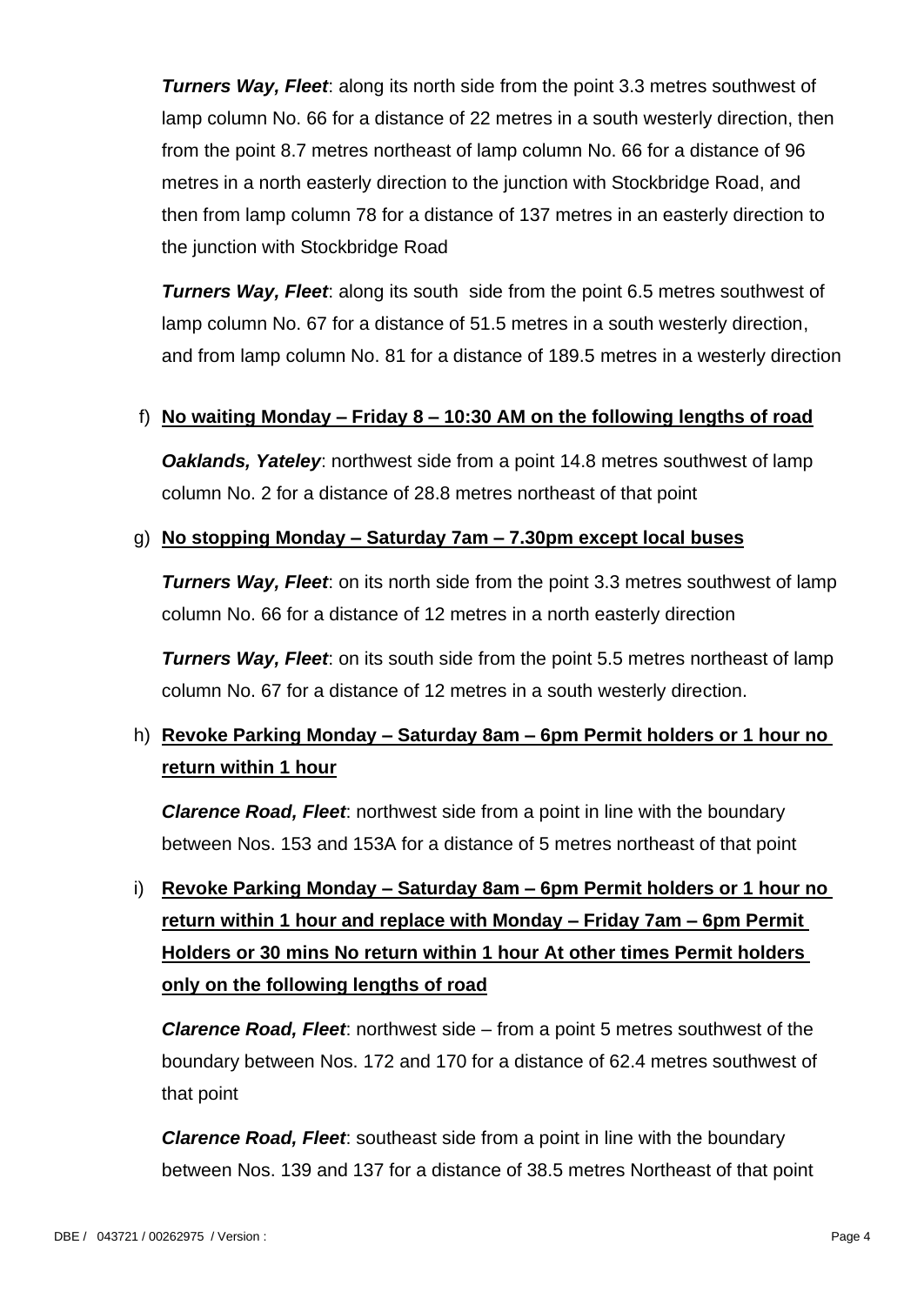***Turners Way, Fleet***: along its north side from the point 3.3 metres southwest of lamp column No. 66 for a distance of 22 metres in a south westerly direction, then from the point 8.7 metres northeast of lamp column No. 66 for a distance of 96 metres in a north easterly direction to the junction with Stockbridge Road, and then from lamp column 78 for a distance of 137 metres in an easterly direction to the junction with Stockbridge Road

***Turners Way, Fleet***: along its south side from the point 6.5 metres southwest of lamp column No. 67 for a distance of 51.5 metres in a south westerly direction, and from lamp column No. 81 for a distance of 189.5 metres in a westerly direction

f) **No waiting Monday – Friday 8 – 10:30 AM on the following lengths of road**

***Oaklands, Yateley***: northwest side from a point 14.8 metres southwest of lamp column No. 2 for a distance of 28.8 metres northeast of that point

g) **No stopping Monday – Saturday 7am – 7.30pm except local buses**

***Turners Way, Fleet***: on its north side from the point 3.3 metres southwest of lamp column No. 66 for a distance of 12 metres in a north easterly direction

***Turners Way, Fleet***: on its south side from the point 5.5 metres northeast of lamp column No. 67 for a distance of 12 metres in a south westerly direction.

h) **Revoke Parking Monday – Saturday 8am – 6pm Permit holders or 1 hour no return within 1 hour**

***Clarence Road, Fleet***: northwest side from a point in line with the boundary between Nos. 153 and 153A for a distance of 5 metres northeast of that point

i) **Revoke Parking Monday – Saturday 8am – 6pm Permit holders or 1 hour no return within 1 hour and replace with Monday – Friday 7am – 6pm Permit Holders or 30 mins No return within 1 hour At other times Permit holders only on the following lengths of road**

***Clarence Road, Fleet***: northwest side – from a point 5 metres southwest of the boundary between Nos. 172 and 170 for a distance of 62.4 metres southwest of that point

***Clarence Road, Fleet***: southeast side from a point in line with the boundary between Nos. 139 and 137 for a distance of 38.5 metres Northeast of that point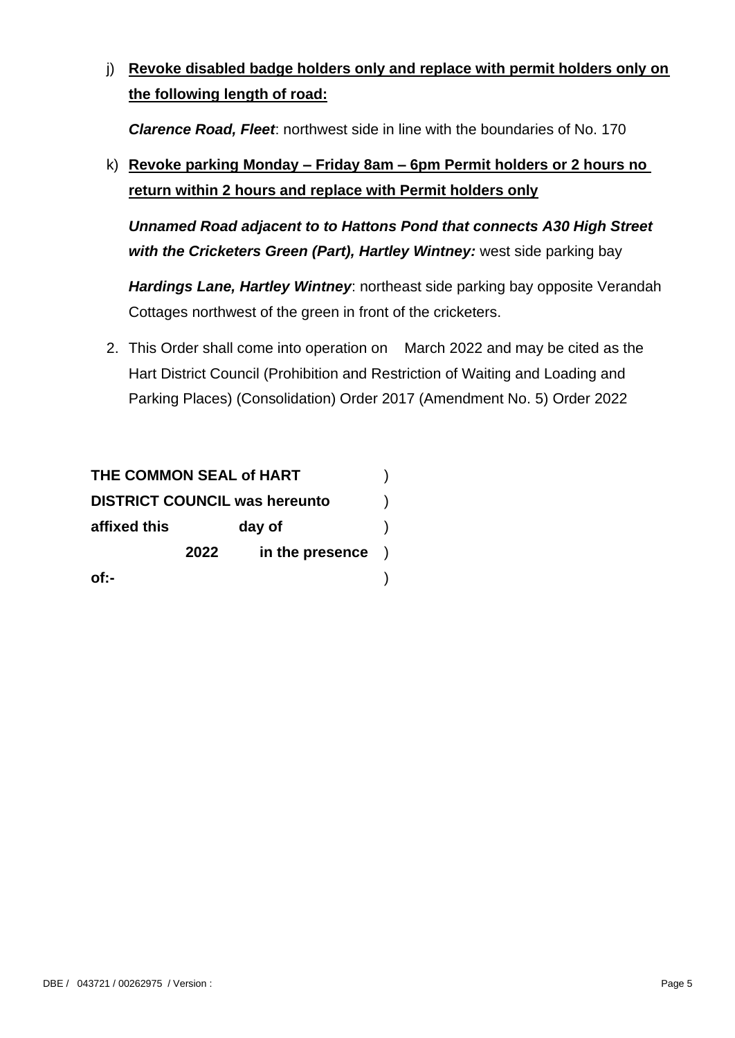j) **Revoke disabled badge holders only and replace with permit holders only on the following length of road:**

***Clarence Road, Fleet***: northwest side in line with the boundaries of No. 170

k) **Revoke parking Monday – Friday 8am – 6pm Permit holders or 2 hours no return within 2 hours and replace with Permit holders only**

***Unnamed Road adjacent to to Hattons Pond that connects A30 High Street with the Cricketers Green (Part), Hartley Wintney:*** west side parking bay

***Hardings Lane, Hartley Wintney***: northeast side parking bay opposite Verandah Cottages northwest of the green in front of the cricketers.

2. This Order shall come into operation on March 2022 and may be cited as the Hart District Council (Prohibition and Restriction of Waiting and Loading and Parking Places) (Consolidation) Order 2017 (Amendment No. 5) Order 2022

**THE COMMON SEAL of HART** )
**DISTRICT COUNCIL was hereunto** )
**affixed this day of** )
**2022 in the presence** )
**of:-** )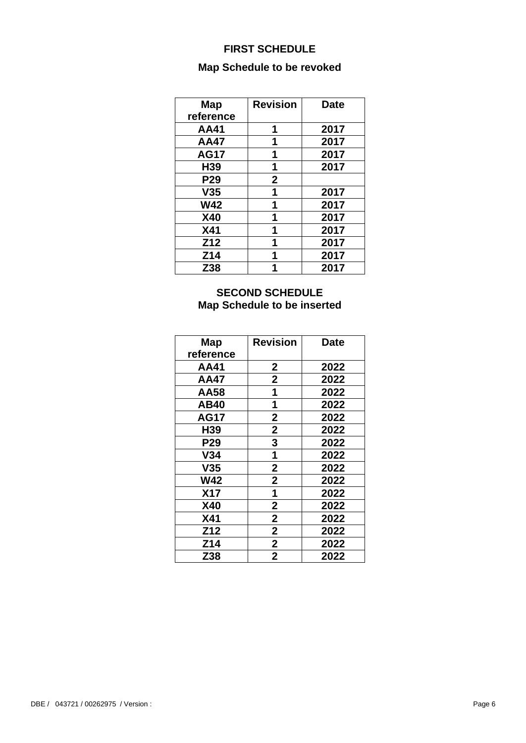## FIRST SCHEDULE

## Map Schedule to be revoked

| Map reference | Revision | Date |
|---|---|---|
| AA41 | 1 | 2017 |
| AA47 | 1 | 2017 |
| AG17 | 1 | 2017 |
| H39 | 1 | 2017 |
| P29 | 2 | |
| V35 | 1 | 2017 |
| W42 | 1 | 2017 |
| X40 | 1 | 2017 |
| X41 | 1 | 2017 |
| Z12 | 1 | 2017 |
| Z14 | 1 | 2017 |
| Z38 | 1 | 2017 |

## SECOND SCHEDULE

## Map Schedule to be inserted

| Map reference | Revision | Date |
|---|---|---|
| AA41 | 2 | 2022 |
| AA47 | 2 | 2022 |
| AA58 | 1 | 2022 |
| AB40 | 1 | 2022 |
| AG17 | 2 | 2022 |
| H39 | 2 | 2022 |
| P29 | 3 | 2022 |
| V34 | 1 | 2022 |
| V35 | 2 | 2022 |
| W42 | 2 | 2022 |
| X17 | 1 | 2022 |
| X40 | 2 | 2022 |
| X41 | 2 | 2022 |
| Z12 | 2 | 2022 |
| Z14 | 2 | 2022 |
| Z38 | 2 | 2022 |

DBE / 043721 / 00262975 / Version :